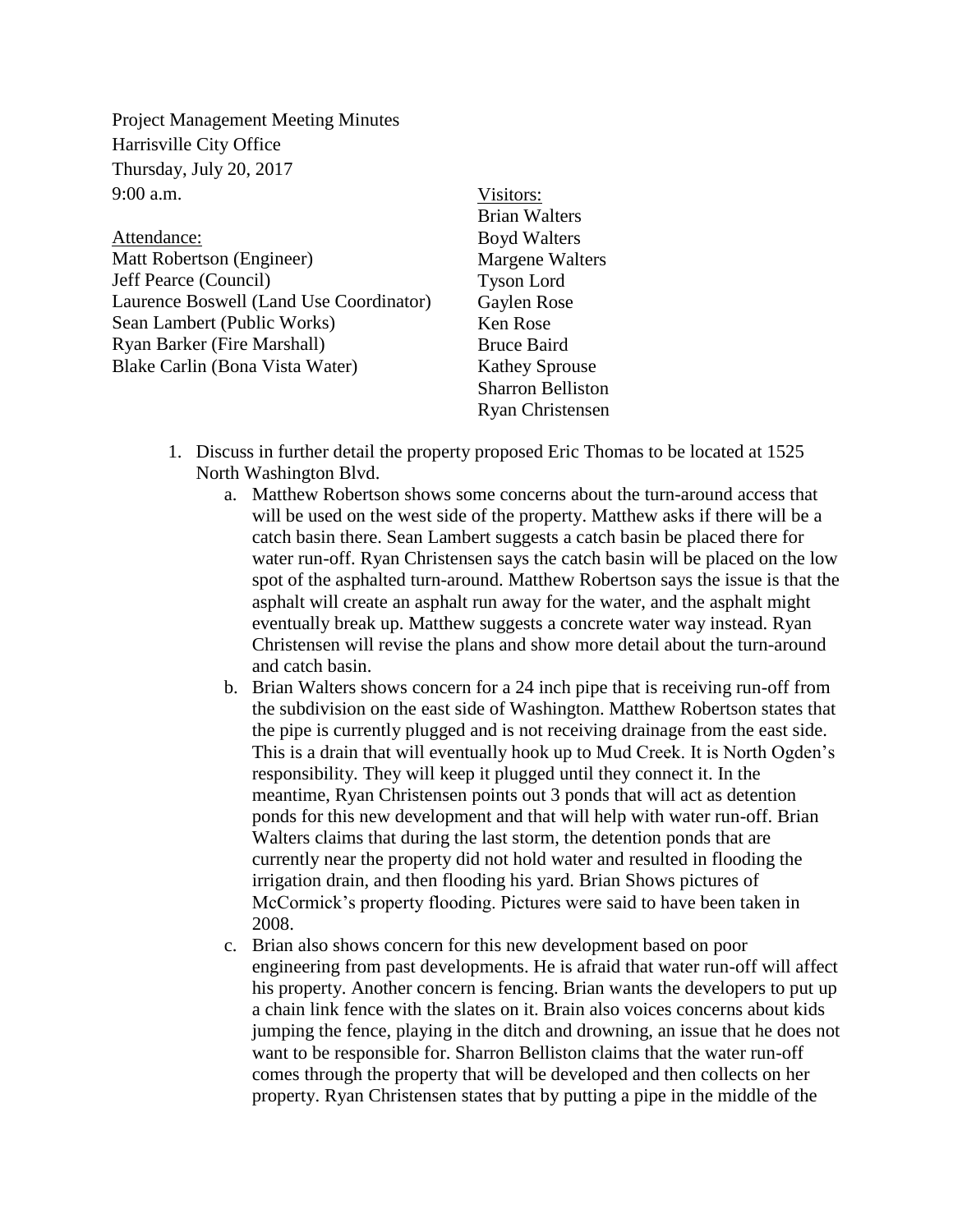Project Management Meeting Minutes
Harrisville City Office
Thursday, July 20, 2017
9:00 a.m.

Attendance:
Matt Robertson (Engineer)
Jeff Pearce (Council)
Laurence Boswell (Land Use Coordinator)
Sean Lambert (Public Works)
Ryan Barker (Fire Marshall)
Blake Carlin (Bona Vista Water)

Visitors:
Brian Walters
Boyd Walters
Margene Walters
Tyson Lord
Gaylen Rose
Ken Rose
Bruce Baird
Kathey Sprouse
Sharron Belliston
Ryan Christensen

1. Discuss in further detail the property proposed Eric Thomas to be located at 1525 North Washington Blvd.
   a. Matthew Robertson shows some concerns about the turn-around access that will be used on the west side of the property. Matthew asks if there will be a catch basin there. Sean Lambert suggests a catch basin be placed there for water run-off. Ryan Christensen says the catch basin will be placed on the low spot of the asphalted turn-around. Matthew Robertson says the issue is that the asphalt will create an asphalt run away for the water, and the asphalt might eventually break up. Matthew suggests a concrete water way instead. Ryan Christensen will revise the plans and show more detail about the turn-around and catch basin.
   b. Brian Walters shows concern for a 24 inch pipe that is receiving run-off from the subdivision on the east side of Washington. Matthew Robertson states that the pipe is currently plugged and is not receiving drainage from the east side. This is a drain that will eventually hook up to Mud Creek. It is North Ogden's responsibility. They will keep it plugged until they connect it. In the meantime, Ryan Christensen points out 3 ponds that will act as detention ponds for this new development and that will help with water run-off. Brian Walters claims that during the last storm, the detention ponds that are currently near the property did not hold water and resulted in flooding the irrigation drain, and then flooding his yard. Brian Shows pictures of McCormick's property flooding. Pictures were said to have been taken in 2008.
   c. Brian also shows concern for this new development based on poor engineering from past developments. He is afraid that water run-off will affect his property. Another concern is fencing. Brian wants the developers to put up a chain link fence with the slates on it. Brain also voices concerns about kids jumping the fence, playing in the ditch and drowning, an issue that he does not want to be responsible for. Sharron Belliston claims that the water run-off comes through the property that will be developed and then collects on her property. Ryan Christensen states that by putting a pipe in the middle of the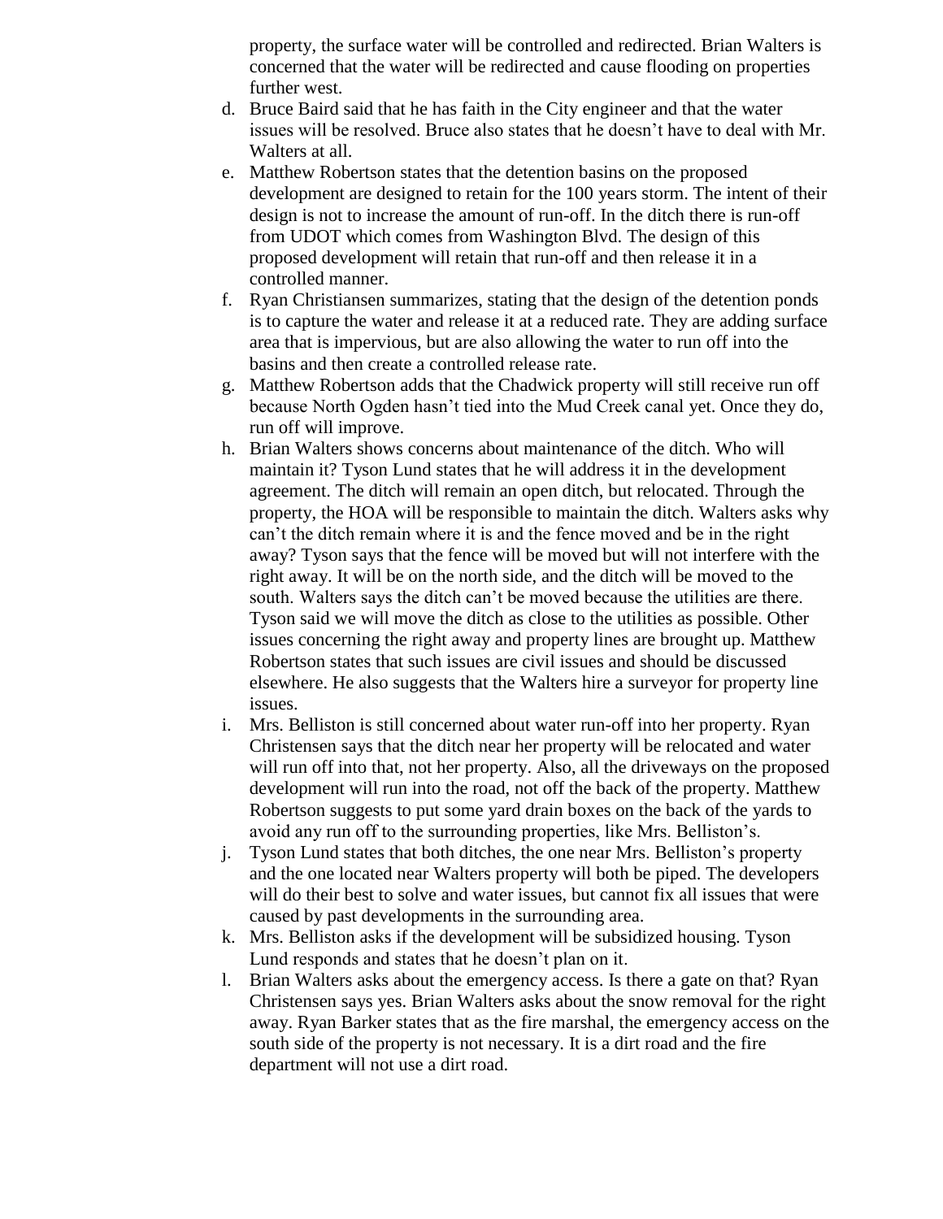property, the surface water will be controlled and redirected. Brian Walters is concerned that the water will be redirected and cause flooding on properties further west.

d. Bruce Baird said that he has faith in the City engineer and that the water issues will be resolved. Bruce also states that he doesn't have to deal with Mr. Walters at all.
e. Matthew Robertson states that the detention basins on the proposed development are designed to retain for the 100 years storm. The intent of their design is not to increase the amount of run-off. In the ditch there is run-off from UDOT which comes from Washington Blvd. The design of this proposed development will retain that run-off and then release it in a controlled manner.
f. Ryan Christiansen summarizes, stating that the design of the detention ponds is to capture the water and release it at a reduced rate. They are adding surface area that is impervious, but are also allowing the water to run off into the basins and then create a controlled release rate.
g. Matthew Robertson adds that the Chadwick property will still receive run off because North Ogden hasn't tied into the Mud Creek canal yet. Once they do, run off will improve.
h. Brian Walters shows concerns about maintenance of the ditch. Who will maintain it? Tyson Lund states that he will address it in the development agreement. The ditch will remain an open ditch, but relocated. Through the property, the HOA will be responsible to maintain the ditch. Walters asks why can't the ditch remain where it is and the fence moved and be in the right away? Tyson says that the fence will be moved but will not interfere with the right away. It will be on the north side, and the ditch will be moved to the south. Walters says the ditch can't be moved because the utilities are there. Tyson said we will move the ditch as close to the utilities as possible. Other issues concerning the right away and property lines are brought up. Matthew Robertson states that such issues are civil issues and should be discussed elsewhere. He also suggests that the Walters hire a surveyor for property line issues.
i. Mrs. Belliston is still concerned about water run-off into her property. Ryan Christensen says that the ditch near her property will be relocated and water will run off into that, not her property. Also, all the driveways on the proposed development will run into the road, not off the back of the property. Matthew Robertson suggests to put some yard drain boxes on the back of the yards to avoid any run off to the surrounding properties, like Mrs. Belliston's.
j. Tyson Lund states that both ditches, the one near Mrs. Belliston's property and the one located near Walters property will both be piped. The developers will do their best to solve and water issues, but cannot fix all issues that were caused by past developments in the surrounding area.
k. Mrs. Belliston asks if the development will be subsidized housing. Tyson Lund responds and states that he doesn't plan on it.
l. Brian Walters asks about the emergency access. Is there a gate on that? Ryan Christensen says yes. Brian Walters asks about the snow removal for the right away. Ryan Barker states that as the fire marshal, the emergency access on the south side of the property is not necessary. It is a dirt road and the fire department will not use a dirt road.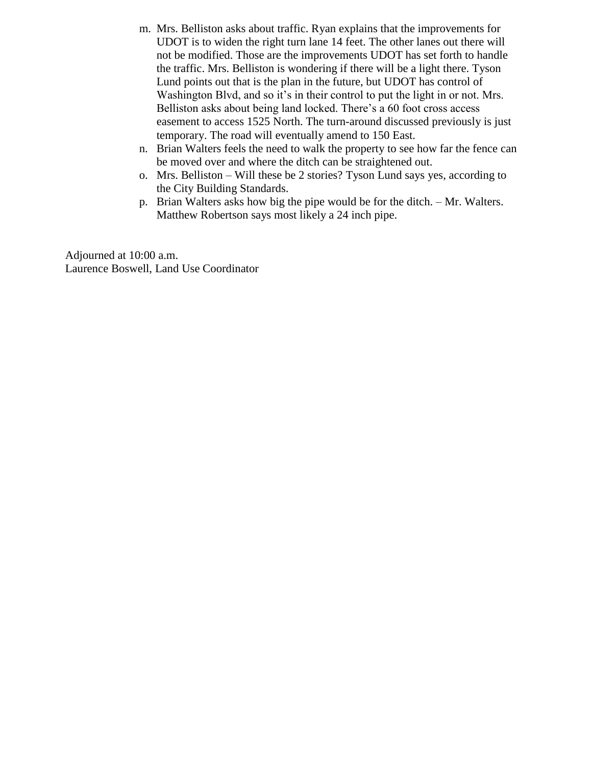m. Mrs. Belliston asks about traffic. Ryan explains that the improvements for UDOT is to widen the right turn lane 14 feet. The other lanes out there will not be modified. Those are the improvements UDOT has set forth to handle the traffic. Mrs. Belliston is wondering if there will be a light there. Tyson Lund points out that is the plan in the future, but UDOT has control of Washington Blvd, and so it's in their control to put the light in or not. Mrs. Belliston asks about being land locked. There's a 60 foot cross access easement to access 1525 North. The turn-around discussed previously is just temporary. The road will eventually amend to 150 East.

n. Brian Walters feels the need to walk the property to see how far the fence can be moved over and where the ditch can be straightened out.

o. Mrs. Belliston – Will these be 2 stories? Tyson Lund says yes, according to the City Building Standards.

p. Brian Walters asks how big the pipe would be for the ditch. – Mr. Walters. Matthew Robertson says most likely a 24 inch pipe.

Adjourned at 10:00 a.m.
Laurence Boswell, Land Use Coordinator